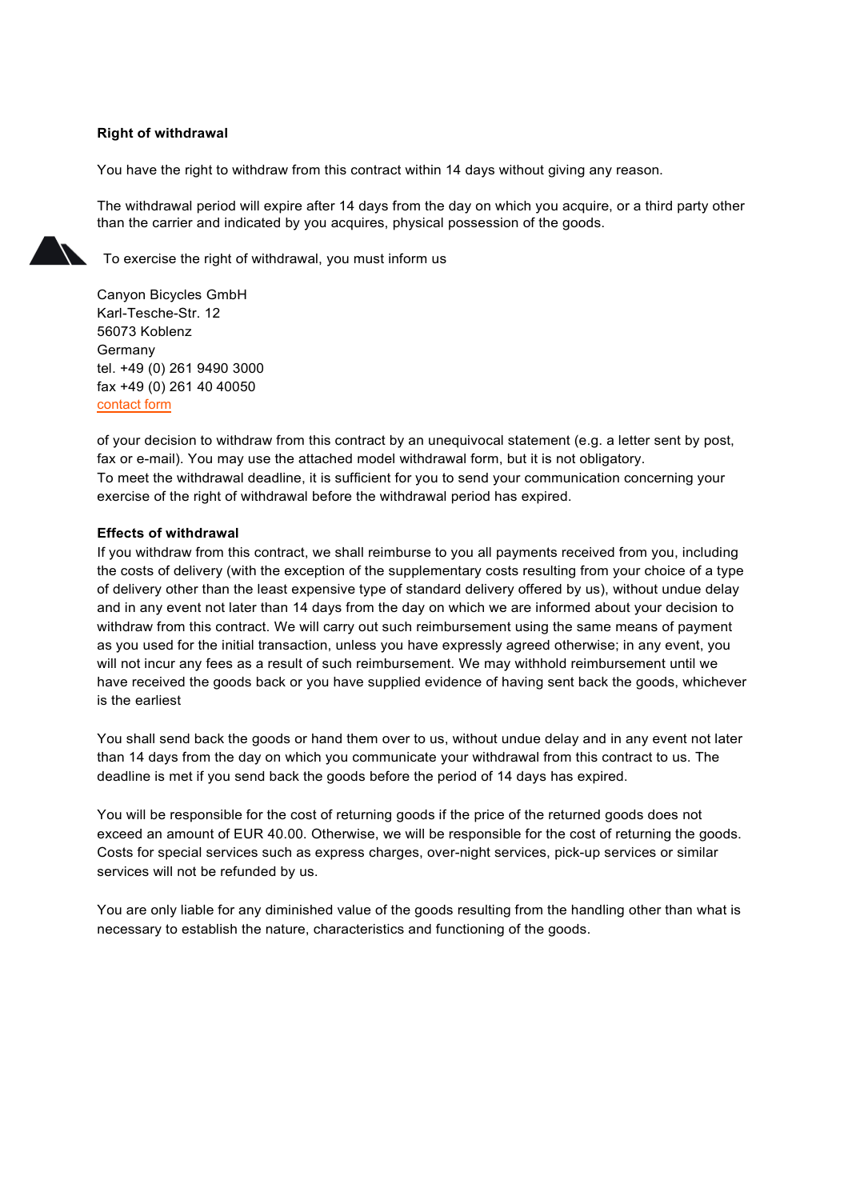**Right of withdrawal**

You have the right to withdraw from this contract within 14 days without giving any reason.

The withdrawal period will expire after 14 days from the day on which you acquire, or a third party other than the carrier and indicated by you acquires, physical possession of the goods.

To exercise the right of withdrawal, you must inform us

Canyon Bicycles GmbH
Karl-Tesche-Str. 12
56073 Koblenz
Germany
tel. +49 (0) 261 9490 3000
fax +49 (0) 261 40 40050
contact form

of your decision to withdraw from this contract by an unequivocal statement (e.g. a letter sent by post, fax or e-mail). You may use the attached model withdrawal form, but it is not obligatory.
To meet the withdrawal deadline, it is sufficient for you to send your communication concerning your exercise of the right of withdrawal before the withdrawal period has expired.

**Effects of withdrawal**

If you withdraw from this contract, we shall reimburse to you all payments received from you, including the costs of delivery (with the exception of the supplementary costs resulting from your choice of a type of delivery other than the least expensive type of standard delivery offered by us), without undue delay and in any event not later than 14 days from the day on which we are informed about your decision to withdraw from this contract. We will carry out such reimbursement using the same means of payment as you used for the initial transaction, unless you have expressly agreed otherwise; in any event, you will not incur any fees as a result of such reimbursement. We may withhold reimbursement until we have received the goods back or you have supplied evidence of having sent back the goods, whichever is the earliest

You shall send back the goods or hand them over to us, without undue delay and in any event not later than 14 days from the day on which you communicate your withdrawal from this contract to us. The deadline is met if you send back the goods before the period of 14 days has expired.

You will be responsible for the cost of returning goods if the price of the returned goods does not exceed an amount of EUR 40.00. Otherwise, we will be responsible for the cost of returning the goods. Costs for special services such as express charges, over-night services, pick-up services or similar services will not be refunded by us.

You are only liable for any diminished value of the goods resulting from the handling other than what is necessary to establish the nature, characteristics and functioning of the goods.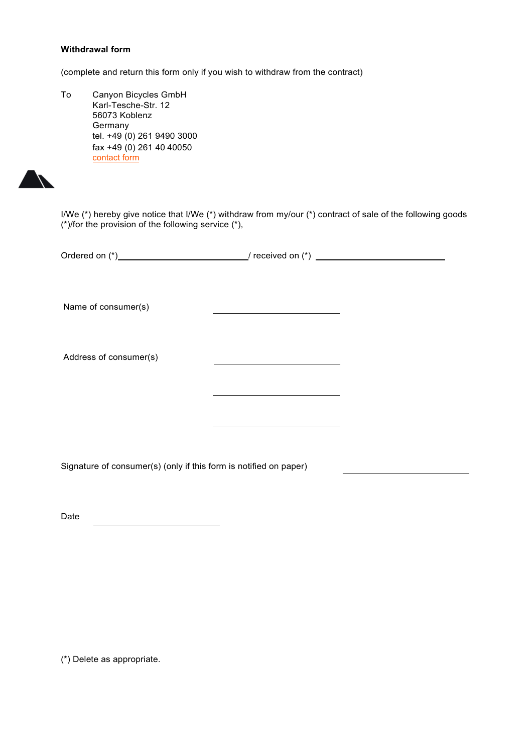**Withdrawal form**

(complete and return this form only if you wish to withdraw from the contract)

To Canyon Bicycles GmbH
Karl-Tesche-Str. 12
56073 Koblenz
Germany
tel. +49 (0) 261 9490 3000
fax +49 (0) 261 40 40050
contact form

I/We (*) hereby give notice that I/We (*) withdraw from my/our (*) contract of sale of the following goods (*)/for the provision of the following service (*),

Ordered on (*)\_\_\_\_\_\_\_\_\_\_\_\_\_\_\_\_\_\_\_\_\_\_\_\_\_\_/ received on (*) \_\_\_\_\_\_\_\_\_\_\_\_\_\_\_\_\_\_\_\_\_\_\_\_\_\_

Name of consumer(s) \_\_\_\_\_\_\_\_\_\_\_\_\_\_\_\_\_\_\_\_\_\_\_\_\_\_

Address of consumer(s) \_\_\_\_\_\_\_\_\_\_\_\_\_\_\_\_\_\_\_\_\_\_\_\_\_\_

\_\_\_\_\_\_\_\_\_\_\_\_\_\_\_\_\_\_\_\_\_\_\_\_\_\_

\_\_\_\_\_\_\_\_\_\_\_\_\_\_\_\_\_\_\_\_\_\_\_\_\_\_

Signature of consumer(s) (only if this form is notified on paper) \_\_\_\_\_\_\_\_\_\_\_\_\_\_\_\_\_\_\_\_\_\_\_\_\_\_

Date \_\_\_\_\_\_\_\_\_\_\_\_\_\_\_\_\_\_\_\_\_\_\_\_\_\_

(*) Delete as appropriate.